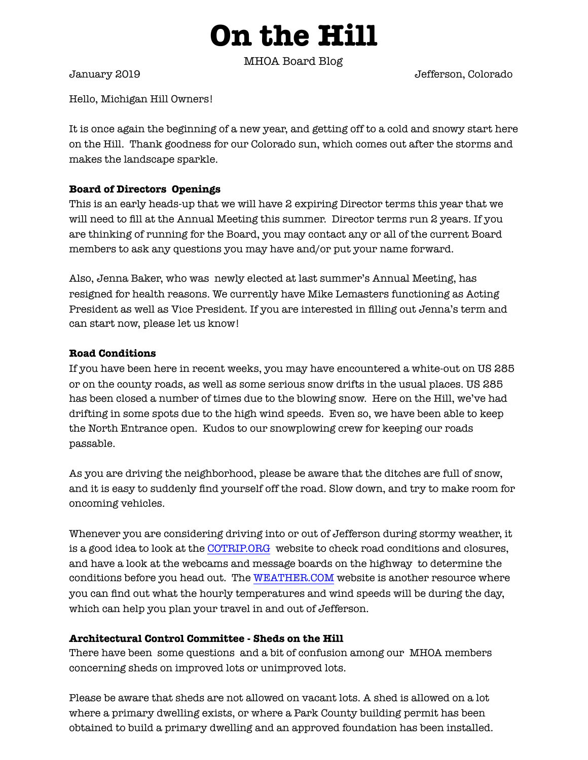# On the Hill

MHOA Board Blog

January 2019 Jefferson, Colorado

Hello, Michigan Hill Owners!

It is once again the beginning of a new year, and getting off to a cold and snowy start here on the Hill. Thank goodness for our Colorado sun, which comes out after the storms and makes the landscape sparkle.

**Board of Directors Openings**

This is an early heads-up that we will have 2 expiring Director terms this year that we will need to fill at the Annual Meeting this summer. Director terms run 2 years. If you are thinking of running for the Board, you may contact any or all of the current Board members to ask any questions you may have and/or put your name forward.

Also, Jenna Baker, who was newly elected at last summer's Annual Meeting, has resigned for health reasons. We currently have Mike Lemasters functioning as Acting President as well as Vice President. If you are interested in filling out Jenna's term and can start now, please let us know!

**Road Conditions**

If you have been here in recent weeks, you may have encountered a white-out on US 285 or on the county roads, as well as some serious snow drifts in the usual places. US 285 has been closed a number of times due to the blowing snow. Here on the Hill, we've had drifting in some spots due to the high wind speeds. Even so, we have been able to keep the North Entrance open. Kudos to our snowplowing crew for keeping our roads passable.

As you are driving the neighborhood, please be aware that the ditches are full of snow, and it is easy to suddenly find yourself off the road. Slow down, and try to make room for oncoming vehicles.

Whenever you are considering driving into or out of Jefferson during stormy weather, it is a good idea to look at the COTRIP.ORG website to check road conditions and closures, and have a look at the webcams and message boards on the highway to determine the conditions before you head out. The WEATHER.COM website is another resource where you can find out what the hourly temperatures and wind speeds will be during the day, which can help you plan your travel in and out of Jefferson.

**Architectural Control Committee - Sheds on the Hill**

There have been some questions and a bit of confusion among our MHOA members concerning sheds on improved lots or unimproved lots.

Please be aware that sheds are not allowed on vacant lots. A shed is allowed on a lot where a primary dwelling exists, or where a Park County building permit has been obtained to build a primary dwelling and an approved foundation has been installed.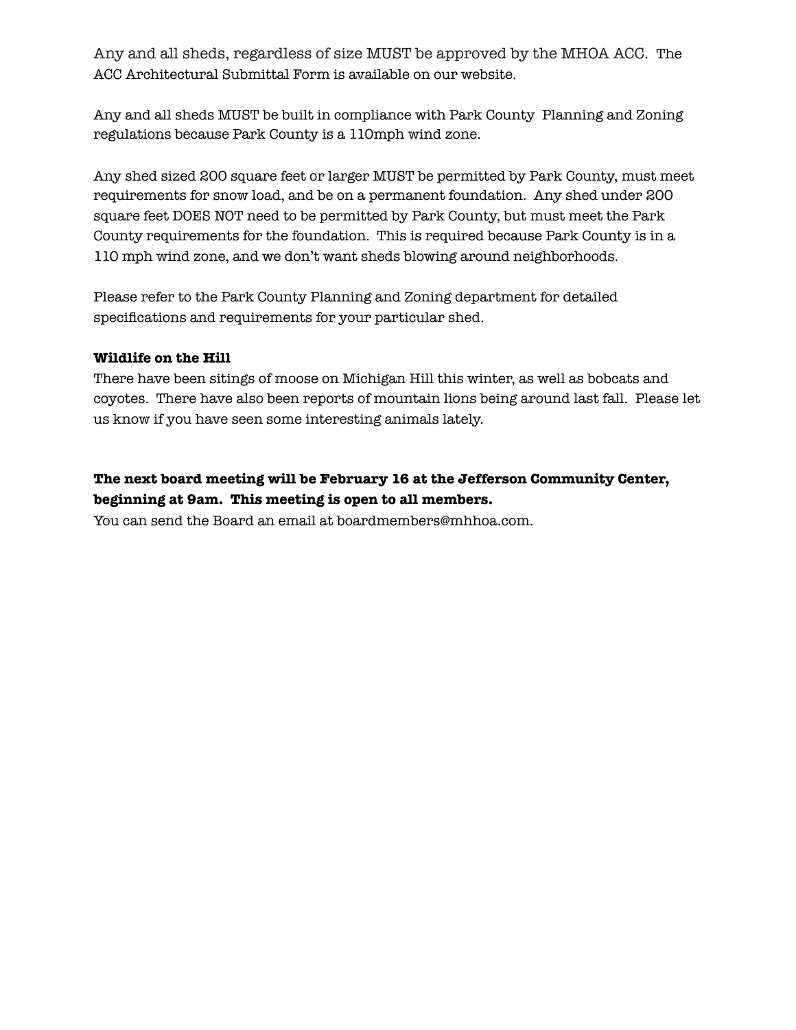Any and all sheds, regardless of size MUST be approved by the MHOA ACC. The ACC Architectural Submittal Form is available on our website.

Any and all sheds MUST be built in compliance with Park County Planning and Zoning regulations because Park County is a 110mph wind zone.

Any shed sized 200 square feet or larger MUST be permitted by Park County, must meet requirements for snow load, and be on a permanent foundation. Any shed under 200 square feet DOES NOT need to be permitted by Park County, but must meet the Park County requirements for the foundation. This is required because Park County is in a 110 mph wind zone, and we don't want sheds blowing around neighborhoods.

Please refer to the Park County Planning and Zoning department for detailed specifications and requirements for your particular shed.

**Wildlife on the Hill**

There have been sitings of moose on Michigan Hill this winter, as well as bobcats and coyotes. There have also been reports of mountain lions being around last fall. Please let us know if you have seen some interesting animals lately.

**The next board meeting will be February 16 at the Jefferson Community Center, beginning at 9am. This meeting is open to all members.**

You can send the Board an email at boardmembers@mhhoa.com.